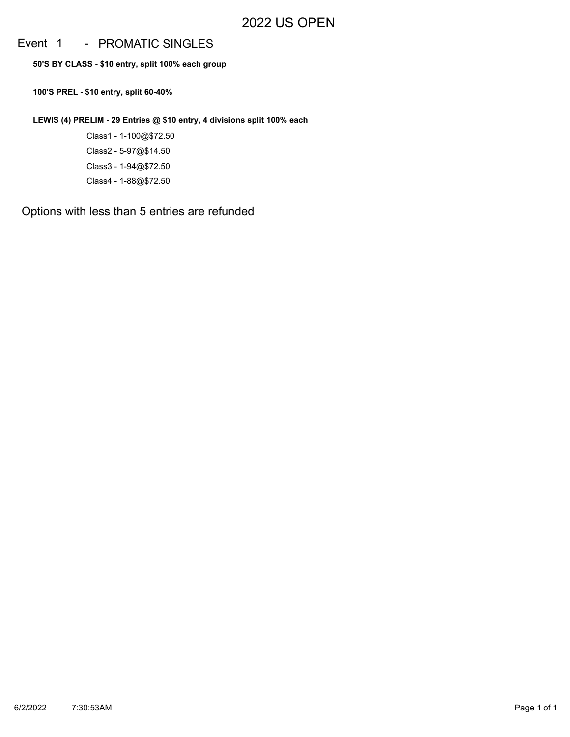# 2022 US OPEN

## Event 1 - PROMATIC SINGLES

**50'S BY CLASS - $10 entry, split 100% each group**

**100'S PREL - $10 entry, split 60-40%**

**LEWIS (4) PRELIM - 29 Entries @ $10 entry, 4 divisions split 100% each**

Class1 - 1-100@$72.50

Class2 - 5-97@$14.50

Class3 - 1-94@$72.50

Class4 - 1-88@$72.50

Options with less than 5 entries are refunded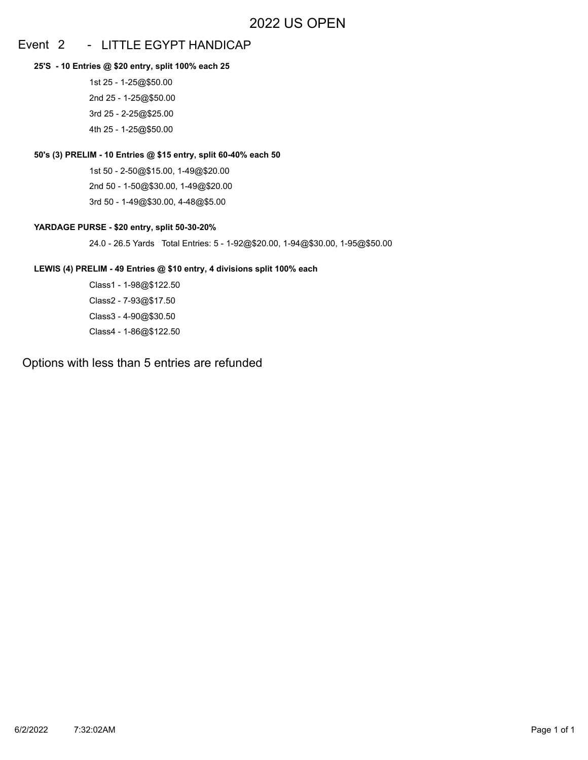# 2022 US OPEN

## Event 2 - LITTLE EGYPT HANDICAP

**25'S - 10 Entries @ $20 entry, split 100% each 25**

1st 25 - 1-25@$50.00

2nd 25 - 1-25@$50.00

3rd 25 - 2-25@$25.00

4th 25 - 1-25@$50.00

**50's (3) PRELIM - 10 Entries @ $15 entry, split 60-40% each 50**

1st 50 - 2-50@$15.00, 1-49@$20.00

2nd 50 - 1-50@$30.00, 1-49@$20.00

3rd 50 - 1-49@$30.00, 4-48@$5.00

**YARDAGE PURSE - $20 entry, split 50-30-20%**

24.0 - 26.5 Yards Total Entries: 5 - 1-92@$20.00, 1-94@$30.00, 1-95@$50.00

**LEWIS (4) PRELIM - 49 Entries @ $10 entry, 4 divisions split 100% each**

Class1 - 1-98@$122.50

Class2 - 7-93@$17.50

Class3 - 4-90@$30.50

Class4 - 1-86@$122.50

Options with less than 5 entries are refunded

6/2/2022 7:32:02AM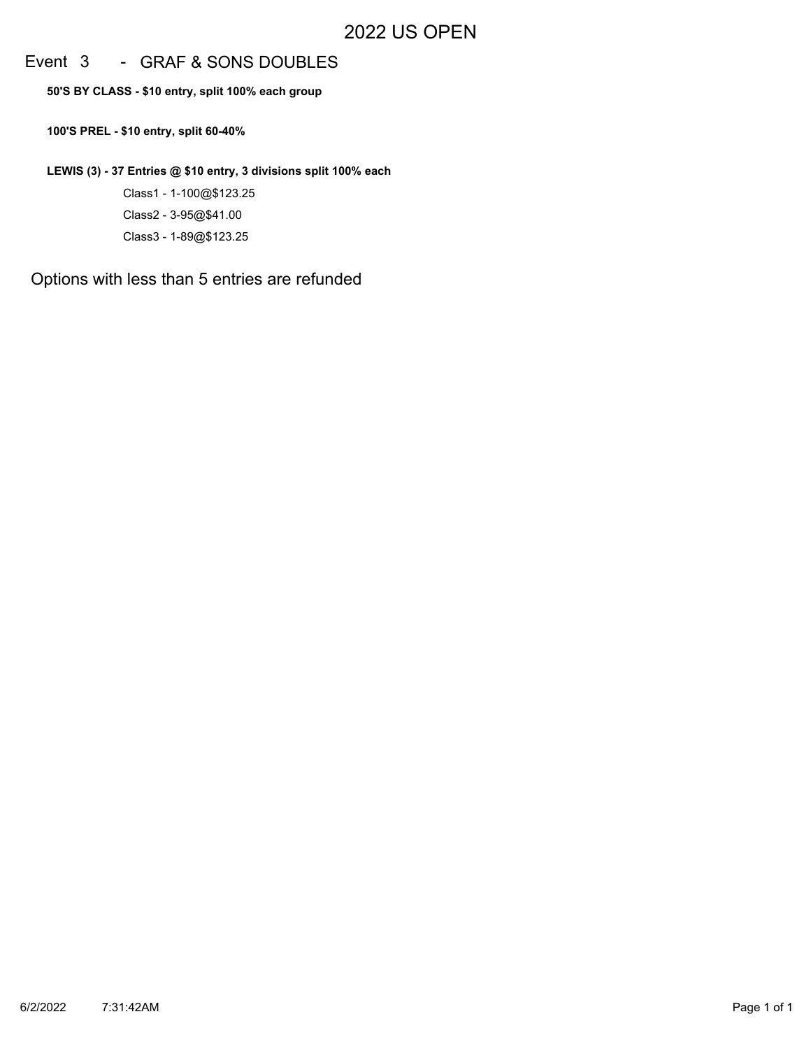# 2022 US OPEN

## Event 3 - GRAF & SONS DOUBLES

**50'S BY CLASS - $10 entry, split 100% each group**

**100'S PREL - $10 entry, split 60-40%**

**LEWIS (3) - 37 Entries @ $10 entry, 3 divisions split 100% each**

Class1 - 1-100@$123.25

Class2 - 3-95@$41.00

Class3 - 1-89@$123.25

Options with less than 5 entries are refunded

6/2/2022 7:31:42AM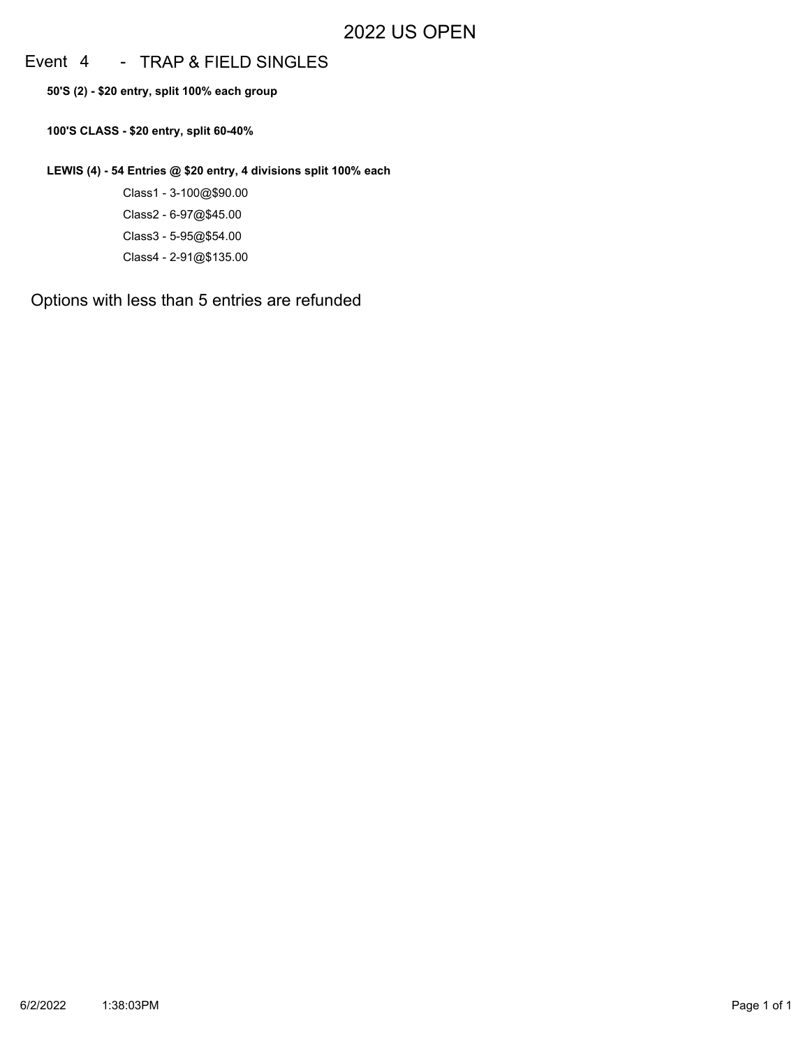# 2022 US OPEN

## Event 4 - TRAP & FIELD SINGLES

**50'S (2) - $20 entry, split 100% each group**

**100'S CLASS - $20 entry, split 60-40%**

**LEWIS (4) - 54 Entries @ $20 entry, 4 divisions split 100% each**

Class1 - 3-100@$90.00

Class2 - 6-97@$45.00

Class3 - 5-95@$54.00

Class4 - 2-91@$135.00

Options with less than 5 entries are refunded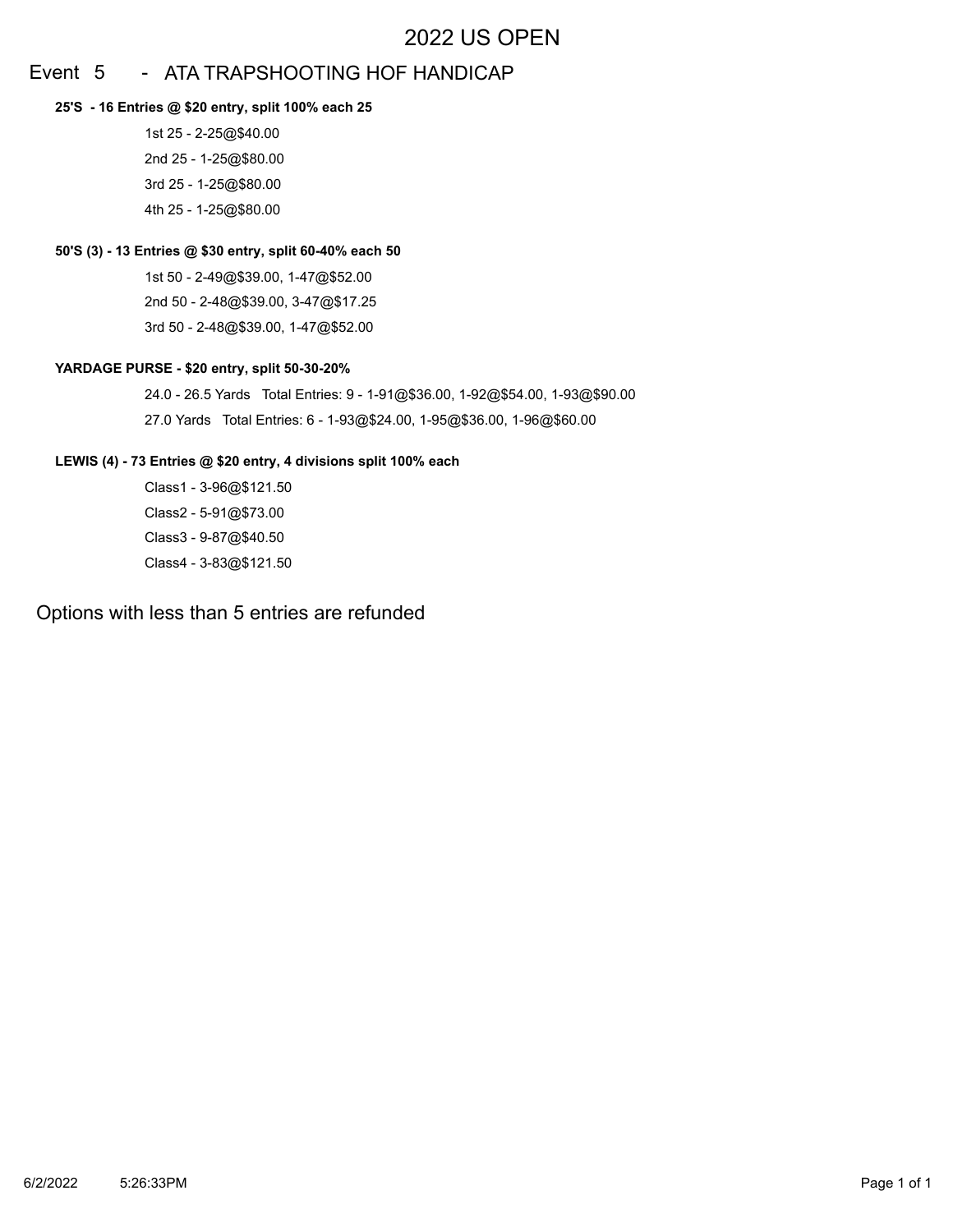# 2022 US OPEN

## Event 5 - ATA TRAPSHOOTING HOF HANDICAP

**25'S - 16 Entries @ $20 entry, split 100% each 25**

1st 25 - 2-25@$40.00

2nd 25 - 1-25@$80.00

3rd 25 - 1-25@$80.00

4th 25 - 1-25@$80.00

**50'S (3) - 13 Entries @ $30 entry, split 60-40% each 50**

1st 50 - 2-49@$39.00, 1-47@$52.00

2nd 50 - 2-48@$39.00, 3-47@$17.25

3rd 50 - 2-48@$39.00, 1-47@$52.00

**YARDAGE PURSE - $20 entry, split 50-30-20%**

24.0 - 26.5 Yards Total Entries: 9 - 1-91@$36.00, 1-92@$54.00, 1-93@$90.00

27.0 Yards Total Entries: 6 - 1-93@$24.00, 1-95@$36.00, 1-96@$60.00

**LEWIS (4) - 73 Entries @ $20 entry, 4 divisions split 100% each**

Class1 - 3-96@$121.50

Class2 - 5-91@$73.00

Class3 - 9-87@$40.50

Class4 - 3-83@$121.50

Options with less than 5 entries are refunded

6/2/2022 5:26:33PM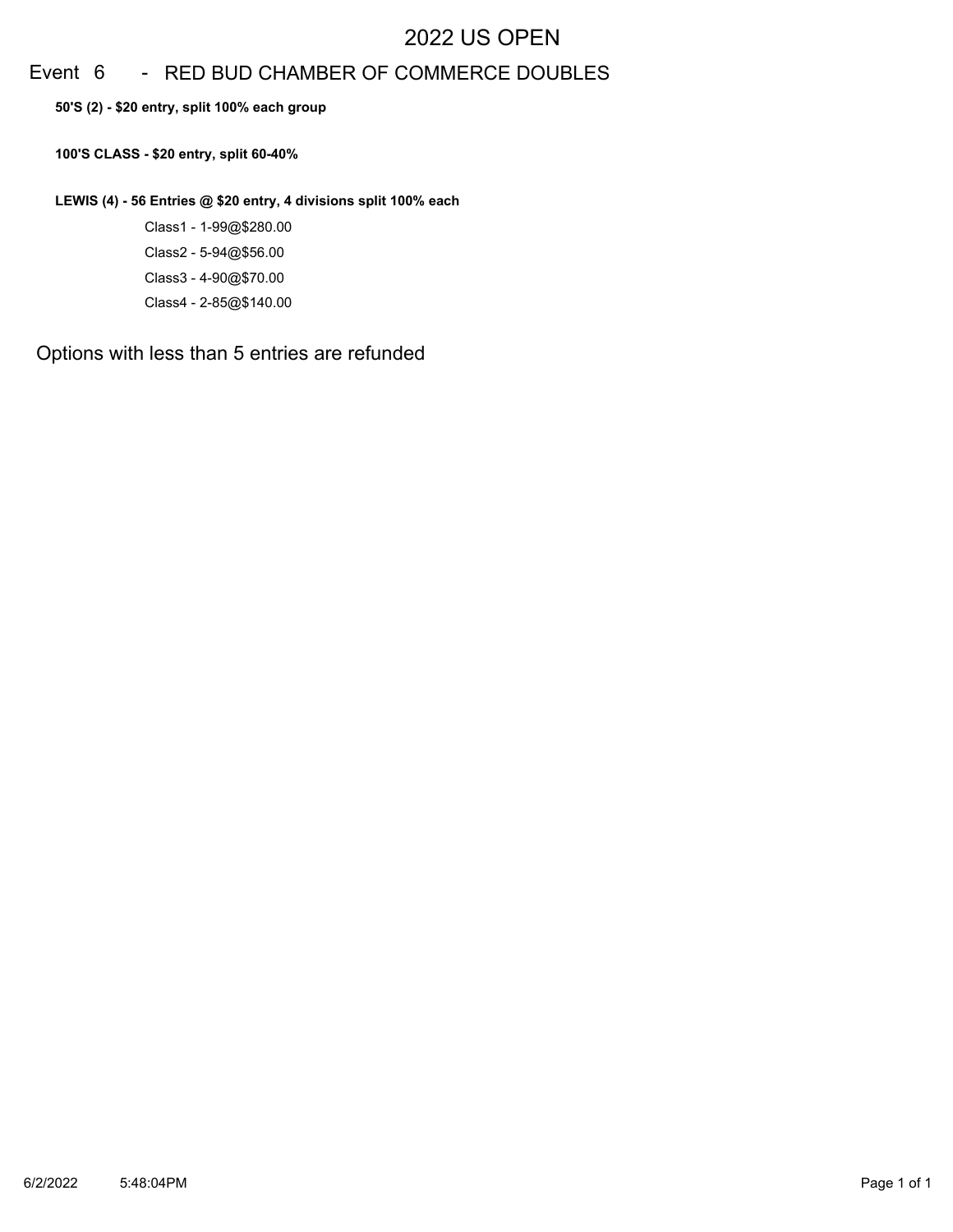# 2022 US OPEN

## Event 6 - RED BUD CHAMBER OF COMMERCE DOUBLES

**50'S (2) - $20 entry, split 100% each group**

**100'S CLASS - $20 entry, split 60-40%**

**LEWIS (4) - 56 Entries @ $20 entry, 4 divisions split 100% each**

Class1 - 1-99@$280.00

Class2 - 5-94@$56.00

Class3 - 4-90@$70.00

Class4 - 2-85@$140.00

Options with less than 5 entries are refunded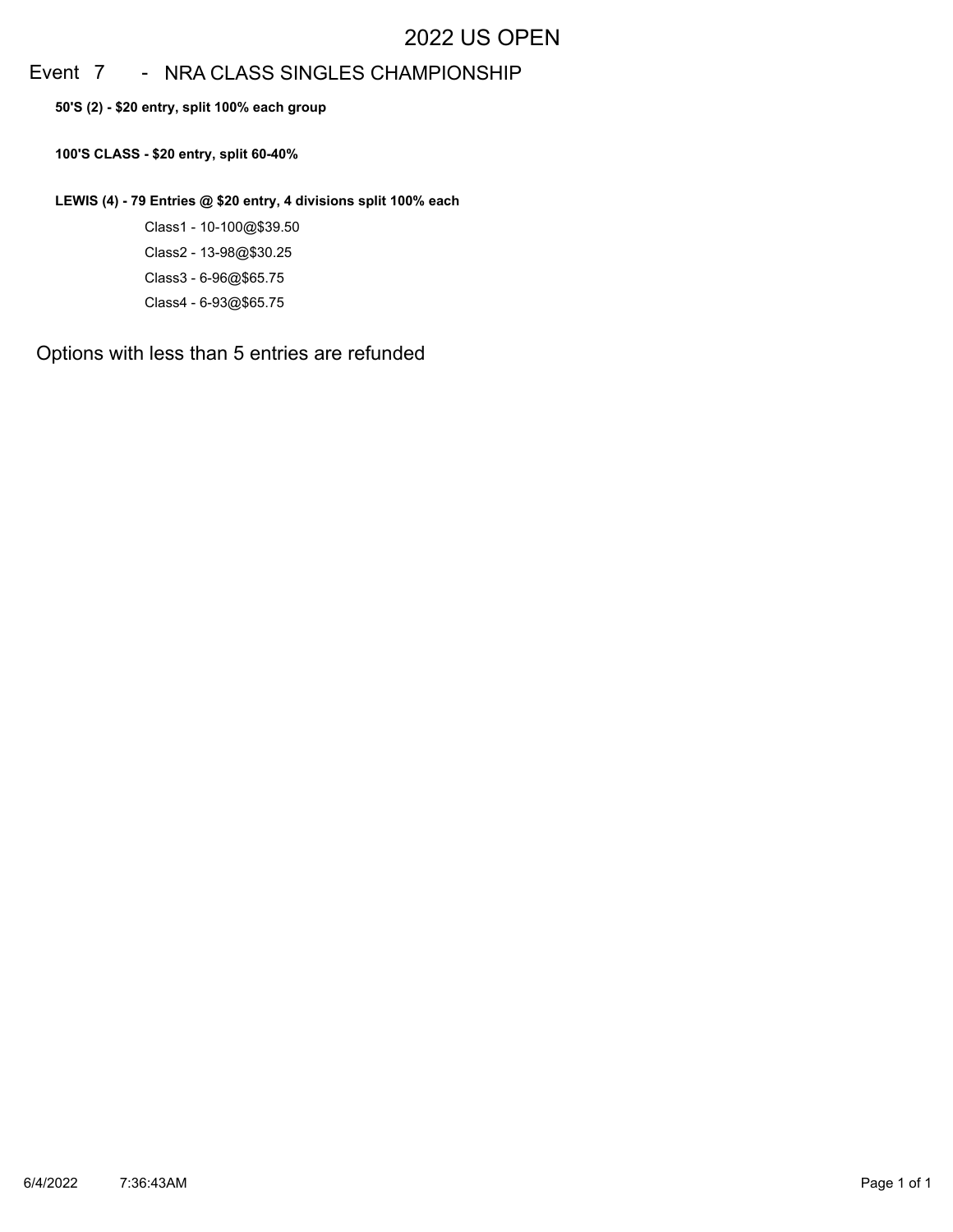# 2022 US OPEN

## Event 7 - NRA CLASS SINGLES CHAMPIONSHIP

**50'S (2) - $20 entry, split 100% each group**

**100'S CLASS - $20 entry, split 60-40%**

**LEWIS (4) - 79 Entries @ $20 entry, 4 divisions split 100% each**

Class1 - 10-100@$39.50

Class2 - 13-98@$30.25

Class3 - 6-96@$65.75

Class4 - 6-93@$65.75

Options with less than 5 entries are refunded

6/4/2022 7:36:43AM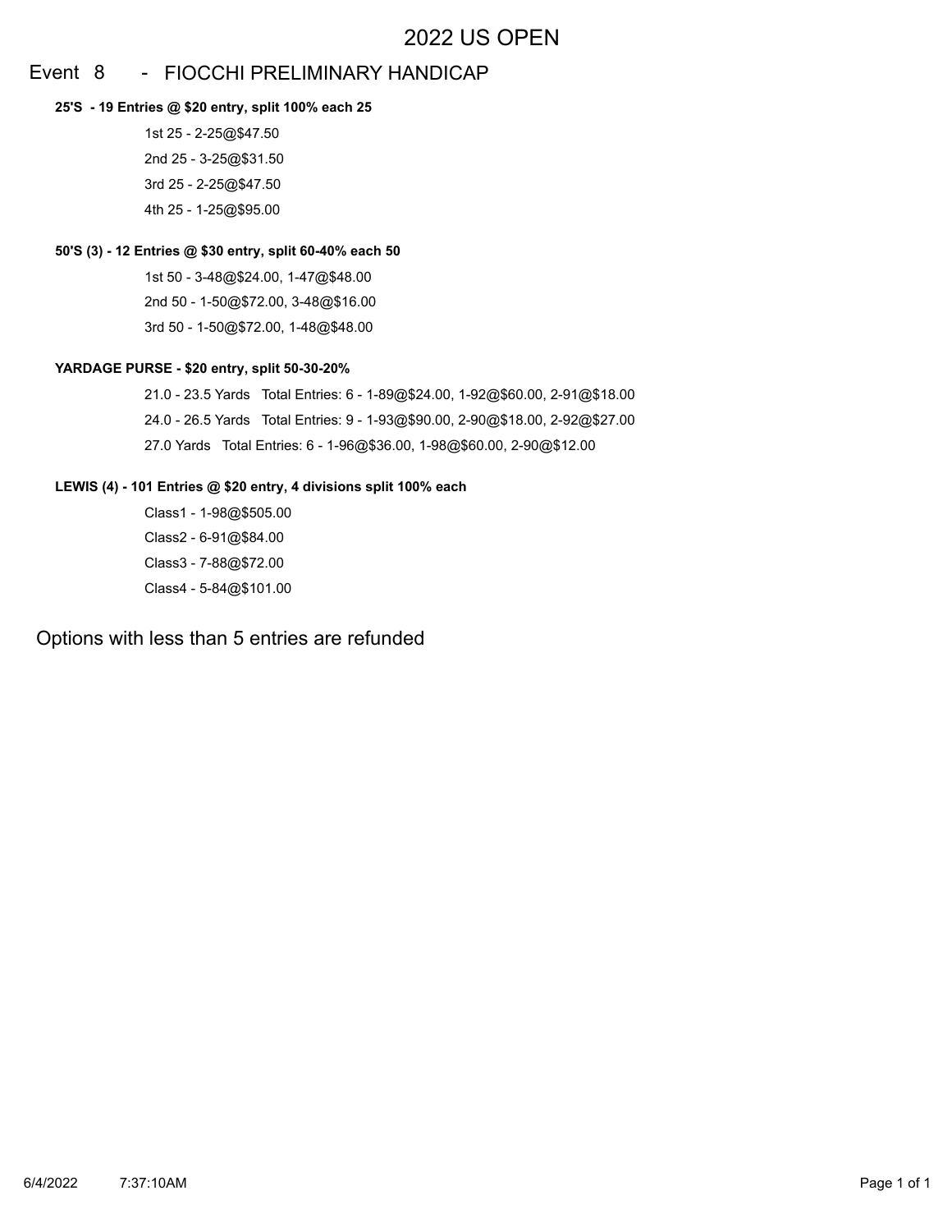# 2022 US OPEN

## Event 8 - FIOCCHI PRELIMINARY HANDICAP

**25'S - 19 Entries @ $20 entry, split 100% each 25**

1st 25 - 2-25@$47.50

2nd 25 - 3-25@$31.50

3rd 25 - 2-25@$47.50

4th 25 - 1-25@$95.00

**50'S (3) - 12 Entries @ $30 entry, split 60-40% each 50**

1st 50 - 3-48@$24.00, 1-47@$48.00

2nd 50 - 1-50@$72.00, 3-48@$16.00

3rd 50 - 1-50@$72.00, 1-48@$48.00

**YARDAGE PURSE - $20 entry, split 50-30-20%**

21.0 - 23.5 Yards   Total Entries: 6 - 1-89@$24.00, 1-92@$60.00, 2-91@$18.00

24.0 - 26.5 Yards   Total Entries: 9 - 1-93@$90.00, 2-90@$18.00, 2-92@$27.00

27.0 Yards   Total Entries: 6 - 1-96@$36.00, 1-98@$60.00, 2-90@$12.00

**LEWIS (4) - 101 Entries @ $20 entry, 4 divisions split 100% each**

Class1 - 1-98@$505.00

Class2 - 6-91@$84.00

Class3 - 7-88@$72.00

Class4 - 5-84@$101.00

Options with less than 5 entries are refunded

6/4/2022 7:37:10AM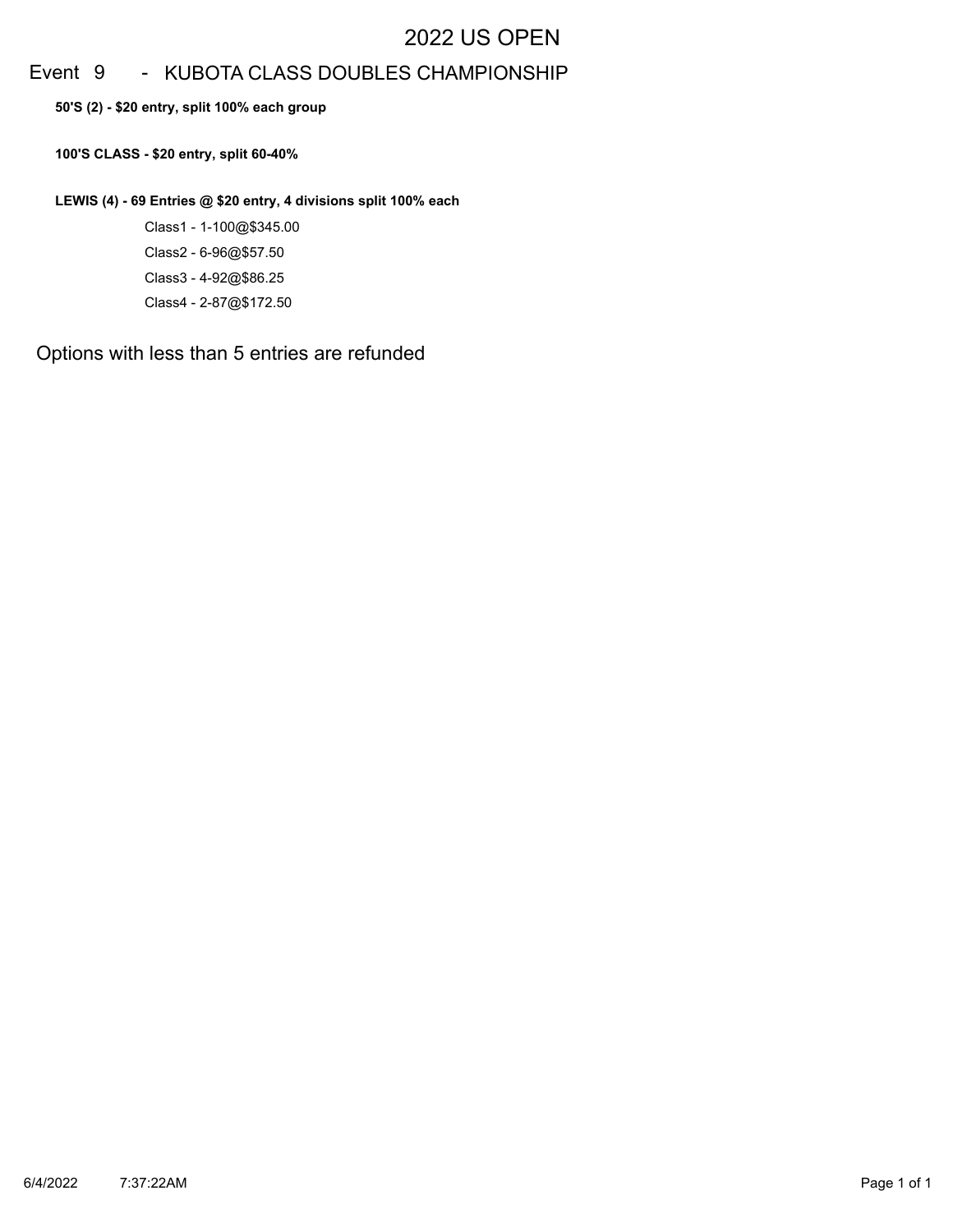# 2022 US OPEN

## Event 9 - KUBOTA CLASS DOUBLES CHAMPIONSHIP

**50'S (2) - $20 entry, split 100% each group**

**100'S CLASS - $20 entry, split 60-40%**

**LEWIS (4) - 69 Entries @ $20 entry, 4 divisions split 100% each**

Class1 - 1-100@$345.00

Class2 - 6-96@$57.50

Class3 - 4-92@$86.25

Class4 - 2-87@$172.50

Options with less than 5 entries are refunded

6/4/2022 7:37:22AM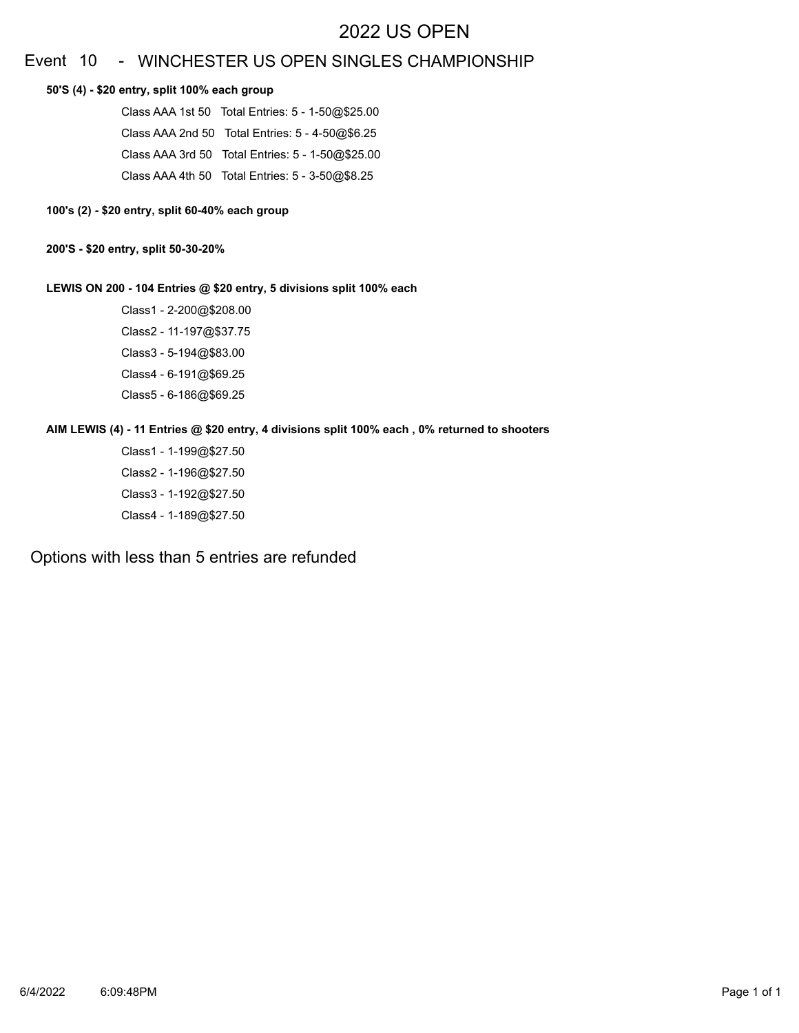# 2022 US OPEN

## Event 10 - WINCHESTER US OPEN SINGLES CHAMPIONSHIP

**50'S (4) - $20 entry, split 100% each group**

Class AAA 1st 50 Total Entries: 5 - 1-50@$25.00

Class AAA 2nd 50 Total Entries: 5 - 4-50@$6.25

Class AAA 3rd 50 Total Entries: 5 - 1-50@$25.00

Class AAA 4th 50 Total Entries: 5 - 3-50@$8.25

**100's (2) - $20 entry, split 60-40% each group**

**200'S - $20 entry, split 50-30-20%**

**LEWIS ON 200 - 104 Entries @ $20 entry, 5 divisions split 100% each**

Class1 - 2-200@$208.00

Class2 - 11-197@$37.75

Class3 - 5-194@$83.00

Class4 - 6-191@$69.25

Class5 - 6-186@$69.25

**AIM LEWIS (4) - 11 Entries @ $20 entry, 4 divisions split 100% each , 0% returned to shooters**

Class1 - 1-199@$27.50

Class2 - 1-196@$27.50

Class3 - 1-192@$27.50

Class4 - 1-189@$27.50

Options with less than 5 entries are refunded

6/4/2022 6:09:48PM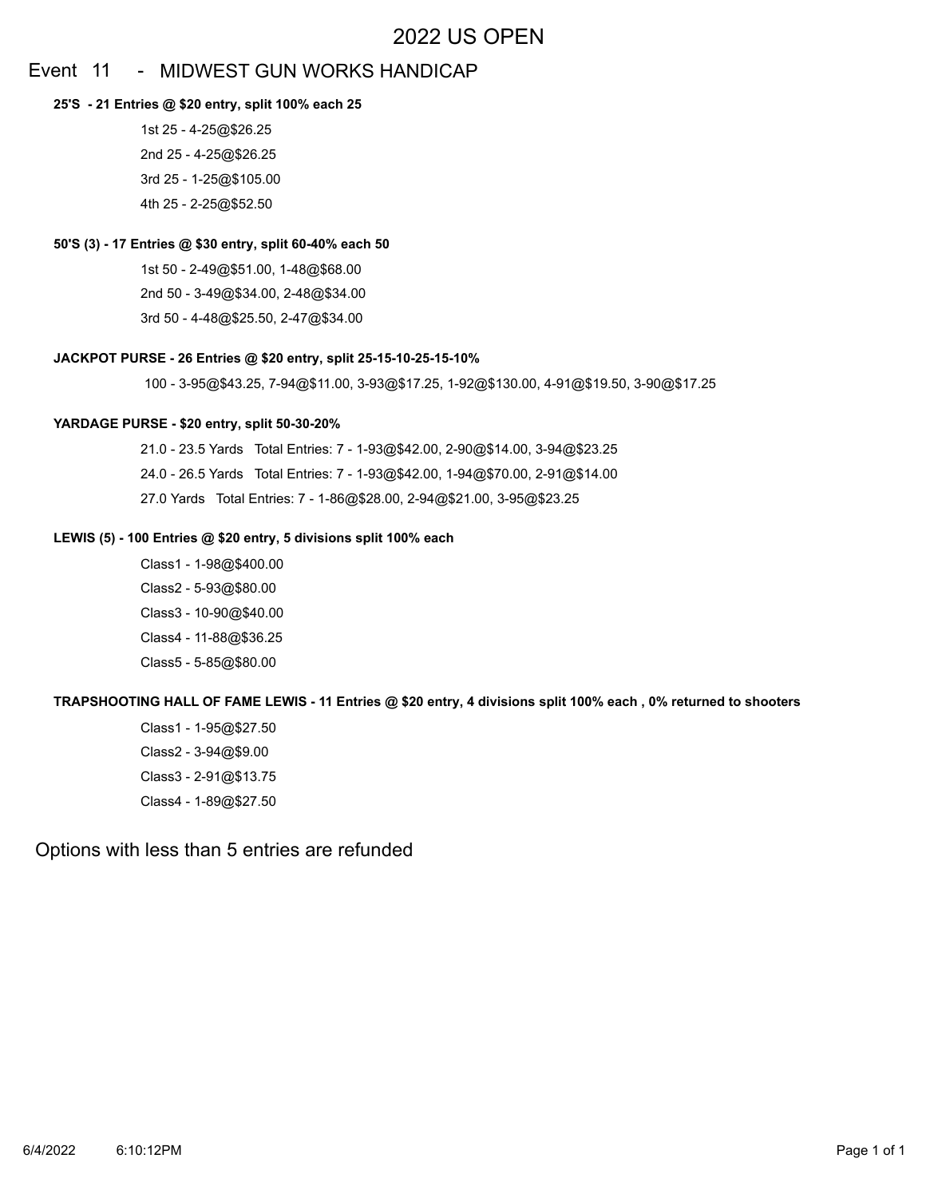# 2022 US OPEN

## Event 11 - MIDWEST GUN WORKS HANDICAP

**25'S - 21 Entries @ $20 entry, split 100% each 25**

1st 25 - 4-25@$26.25

2nd 25 - 4-25@$26.25

3rd 25 - 1-25@$105.00

4th 25 - 2-25@$52.50

**50'S (3) - 17 Entries @ $30 entry, split 60-40% each 50**

1st 50 - 2-49@$51.00, 1-48@$68.00

2nd 50 - 3-49@$34.00, 2-48@$34.00

3rd 50 - 4-48@$25.50, 2-47@$34.00

**JACKPOT PURSE - 26 Entries @ $20 entry, split 25-15-10-25-15-10%**

100 - 3-95@$43.25, 7-94@$11.00, 3-93@$17.25, 1-92@$130.00, 4-91@$19.50, 3-90@$17.25

**YARDAGE PURSE - $20 entry, split 50-30-20%**

21.0 - 23.5 Yards Total Entries: 7 - 1-93@$42.00, 2-90@$14.00, 3-94@$23.25

24.0 - 26.5 Yards Total Entries: 7 - 1-93@$42.00, 1-94@$70.00, 2-91@$14.00

27.0 Yards Total Entries: 7 - 1-86@$28.00, 2-94@$21.00, 3-95@$23.25

**LEWIS (5) - 100 Entries @ $20 entry, 5 divisions split 100% each**

Class1 - 1-98@$400.00

Class2 - 5-93@$80.00

Class3 - 10-90@$40.00

Class4 - 11-88@$36.25

Class5 - 5-85@$80.00

**TRAPSHOOTING HALL OF FAME LEWIS - 11 Entries @ $20 entry, 4 divisions split 100% each , 0% returned to shooters**

Class1 - 1-95@$27.50

Class2 - 3-94@$9.00

Class3 - 2-91@$13.75

Class4 - 1-89@$27.50

Options with less than 5 entries are refunded

6/4/2022 6:10:12PM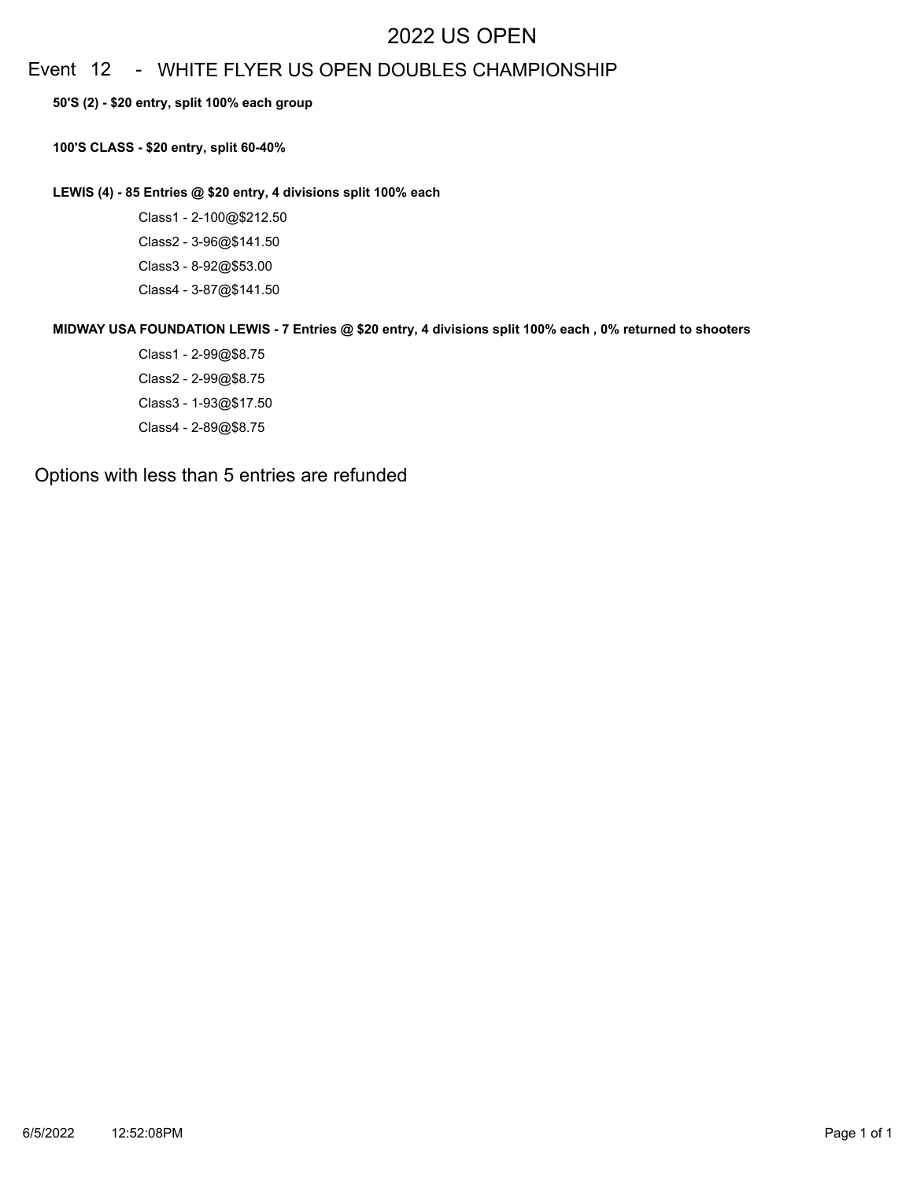# 2022 US OPEN

## Event 12 - WHITE FLYER US OPEN DOUBLES CHAMPIONSHIP

**50'S (2) - $20 entry, split 100% each group**

**100'S CLASS - $20 entry, split 60-40%**

**LEWIS (4) - 85 Entries @ $20 entry, 4 divisions split 100% each**

Class1 - 2-100@$212.50

Class2 - 3-96@$141.50

Class3 - 8-92@$53.00

Class4 - 3-87@$141.50

**MIDWAY USA FOUNDATION LEWIS - 7 Entries @ $20 entry, 4 divisions split 100% each , 0% returned to shooters**

Class1 - 2-99@$8.75

Class2 - 2-99@$8.75

Class3 - 1-93@$17.50

Class4 - 2-89@$8.75

Options with less than 5 entries are refunded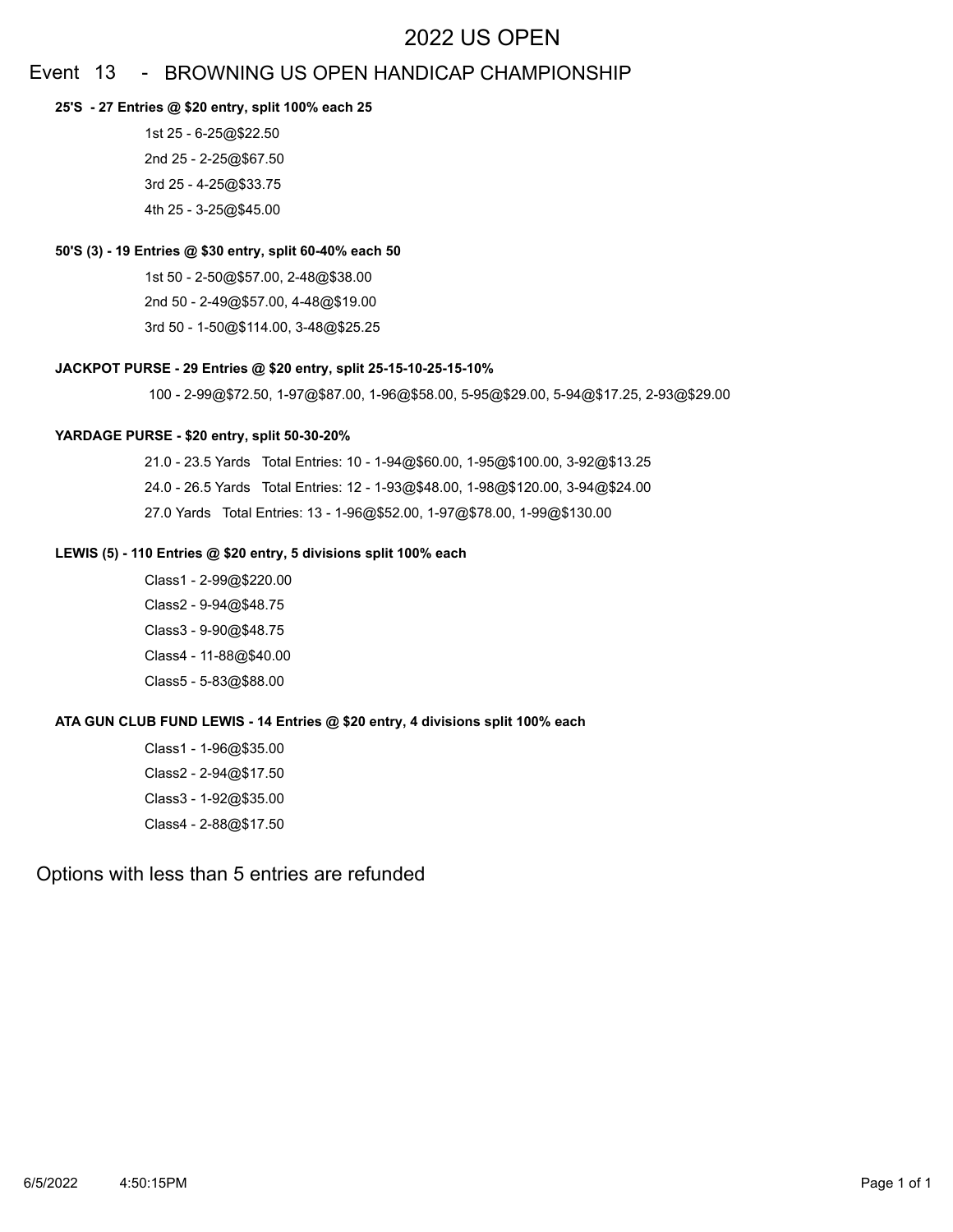# 2022 US OPEN

## Event 13 - BROWNING US OPEN HANDICAP CHAMPIONSHIP

**25'S - 27 Entries @ $20 entry, split 100% each 25**

1st 25 - 6-25@$22.50

2nd 25 - 2-25@$67.50

3rd 25 - 4-25@$33.75

4th 25 - 3-25@$45.00

**50'S (3) - 19 Entries @ $30 entry, split 60-40% each 50**

1st 50 - 2-50@$57.00, 2-48@$38.00

2nd 50 - 2-49@$57.00, 4-48@$19.00

3rd 50 - 1-50@$114.00, 3-48@$25.25

**JACKPOT PURSE - 29 Entries @ $20 entry, split 25-15-10-25-15-10%**

100 - 2-99@$72.50, 1-97@$87.00, 1-96@$58.00, 5-95@$29.00, 5-94@$17.25, 2-93@$29.00

**YARDAGE PURSE - $20 entry, split 50-30-20%**

21.0 - 23.5 Yards Total Entries: 10 - 1-94@$60.00, 1-95@$100.00, 3-92@$13.25

24.0 - 26.5 Yards Total Entries: 12 - 1-93@$48.00, 1-98@$120.00, 3-94@$24.00

27.0 Yards Total Entries: 13 - 1-96@$52.00, 1-97@$78.00, 1-99@$130.00

**LEWIS (5) - 110 Entries @ $20 entry, 5 divisions split 100% each**

Class1 - 2-99@$220.00

Class2 - 9-94@$48.75

Class3 - 9-90@$48.75

Class4 - 11-88@$40.00

Class5 - 5-83@$88.00

**ATA GUN CLUB FUND LEWIS - 14 Entries @ $20 entry, 4 divisions split 100% each**

Class1 - 1-96@$35.00

Class2 - 2-94@$17.50

Class3 - 1-92@$35.00

Class4 - 2-88@$17.50

Options with less than 5 entries are refunded

6/5/2022 4:50:15PM